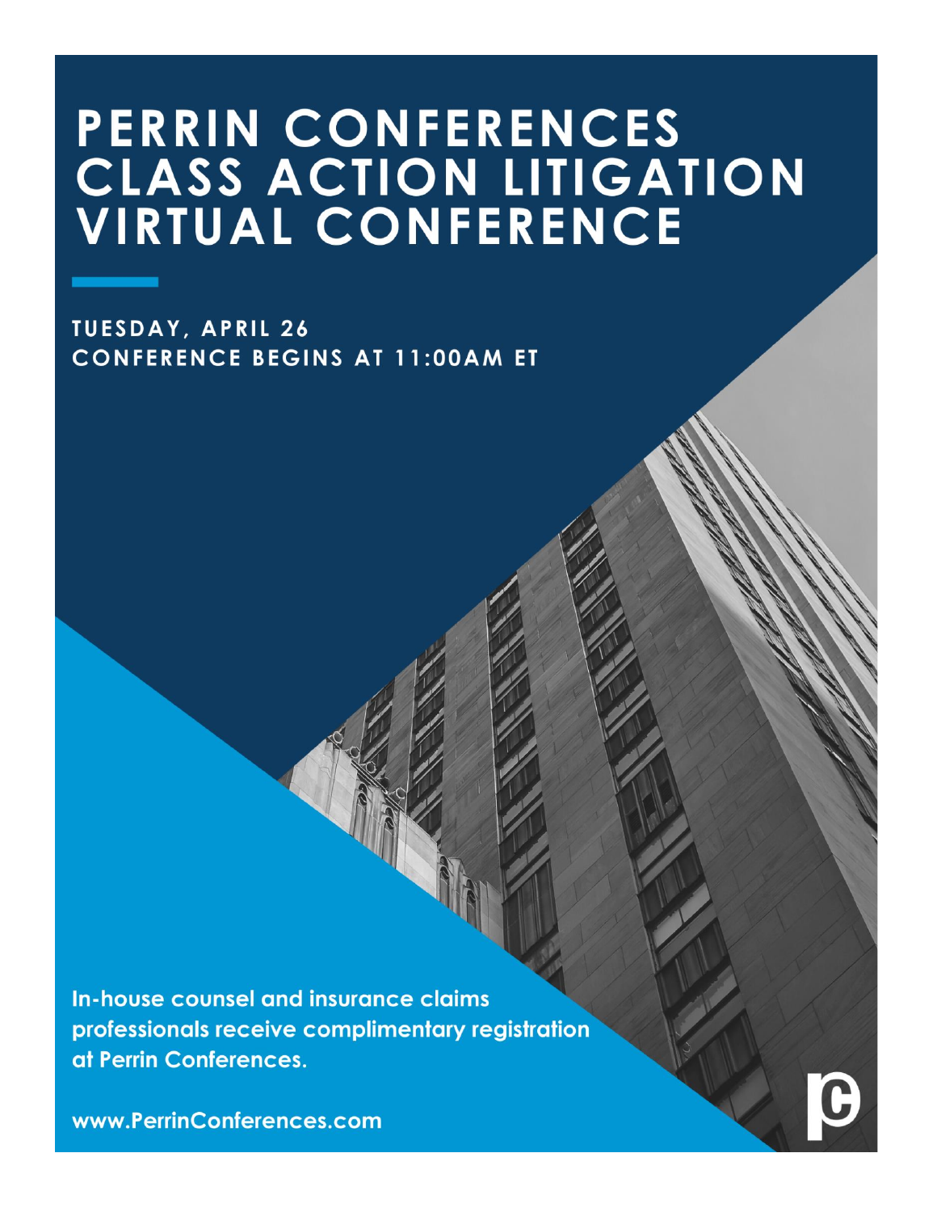# PERRIN CONFERENCES CLASS ACTION LITIGATION VIRTUAL CONFERENCE

**TUESDAY, APRIL 26**
**CONFERENCE BEGINS AT 11:00AM ET**

**In-house counsel and insurance claims professionals receive complimentary registration at Perrin Conferences.**

**www.PerrinConferences.com**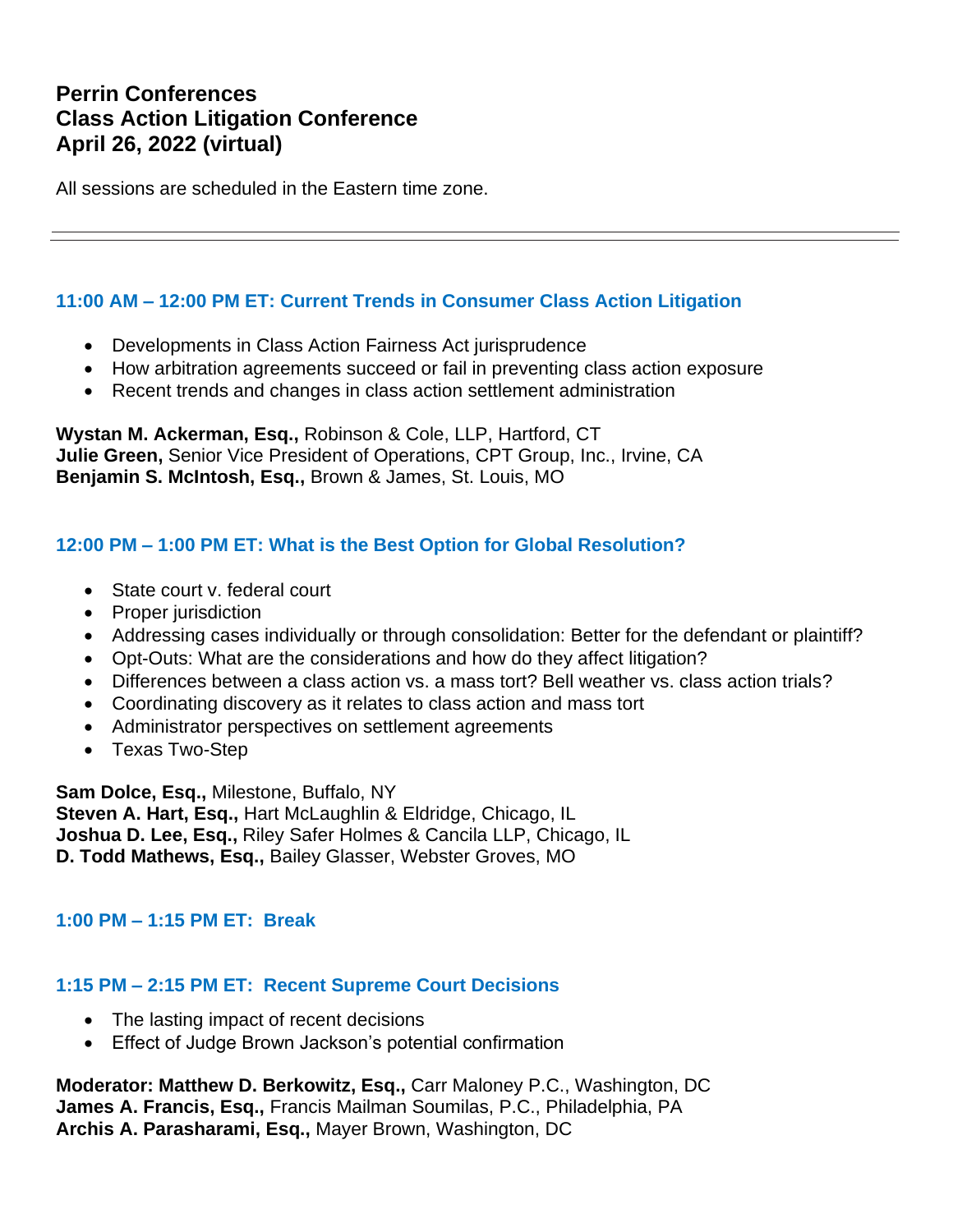# Perrin Conferences
# Class Action Litigation Conference
# April 26, 2022 (virtual)

All sessions are scheduled in the Eastern time zone.

---

### 11:00 AM – 12:00 PM ET: Current Trends in Consumer Class Action Litigation

- Developments in Class Action Fairness Act jurisprudence
- How arbitration agreements succeed or fail in preventing class action exposure
- Recent trends and changes in class action settlement administration

**Wystan M. Ackerman, Esq.,** Robinson & Cole, LLP, Hartford, CT
**Julie Green,** Senior Vice President of Operations, CPT Group, Inc., Irvine, CA
**Benjamin S. McIntosh, Esq.,** Brown & James, St. Louis, MO

### 12:00 PM – 1:00 PM ET: What is the Best Option for Global Resolution?

- State court v. federal court
- Proper jurisdiction
- Addressing cases individually or through consolidation: Better for the defendant or plaintiff?
- Opt-Outs: What are the considerations and how do they affect litigation?
- Differences between a class action vs. a mass tort? Bell weather vs. class action trials?
- Coordinating discovery as it relates to class action and mass tort
- Administrator perspectives on settlement agreements
- Texas Two-Step

**Sam Dolce, Esq.,** Milestone, Buffalo, NY
**Steven A. Hart, Esq.,** Hart McLaughlin & Eldridge, Chicago, IL
**Joshua D. Lee, Esq.,** Riley Safer Holmes & Cancila LLP, Chicago, IL
**D. Todd Mathews, Esq.,** Bailey Glasser, Webster Groves, MO

### 1:00 PM – 1:15 PM ET: Break

### 1:15 PM – 2:15 PM ET: Recent Supreme Court Decisions

- The lasting impact of recent decisions
- Effect of Judge Brown Jackson's potential confirmation

**Moderator: Matthew D. Berkowitz, Esq.,** Carr Maloney P.C., Washington, DC
**James A. Francis, Esq.,** Francis Mailman Soumilas, P.C., Philadelphia, PA
**Archis A. Parasharami, Esq.,** Mayer Brown, Washington, DC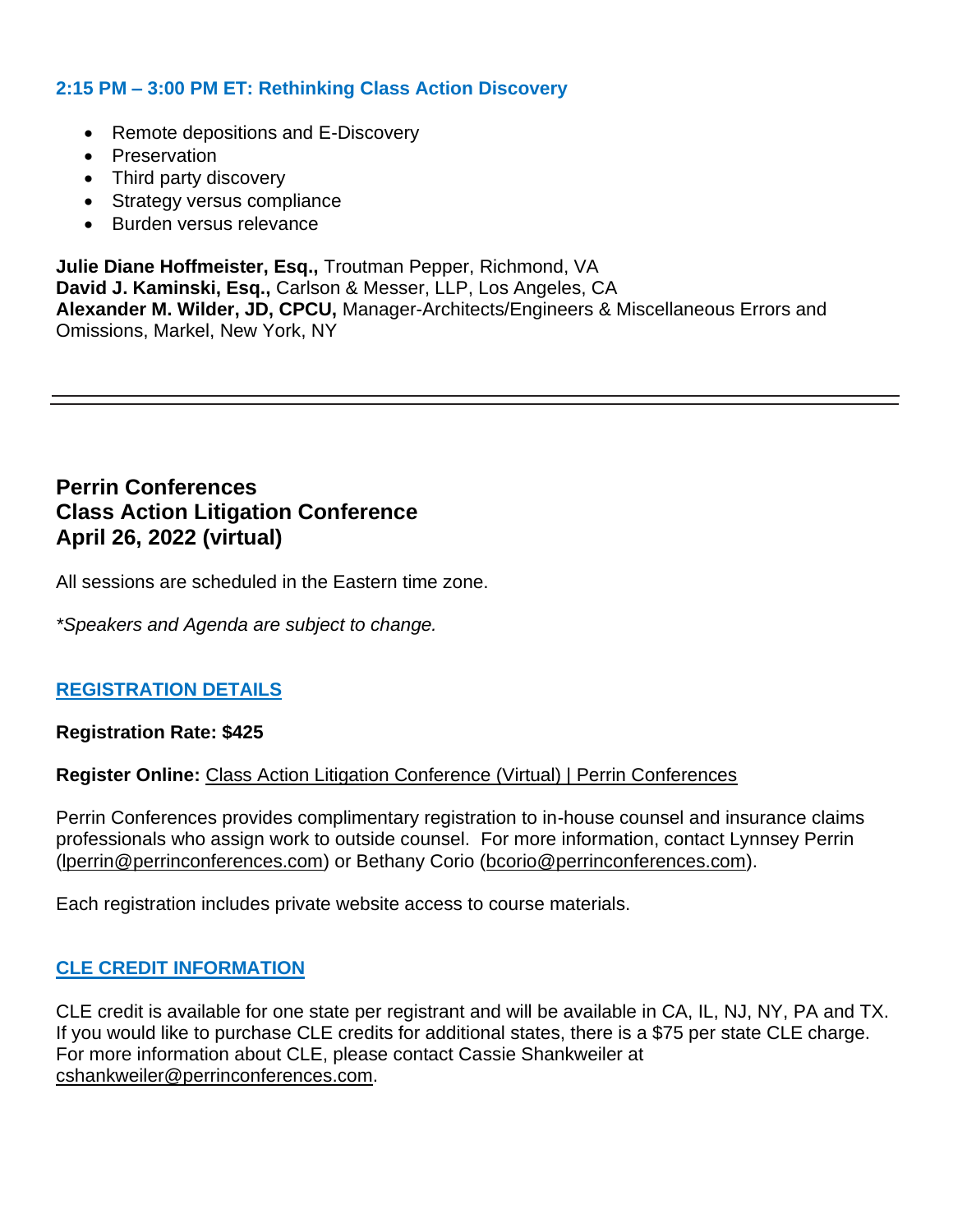### 2:15 PM – 3:00 PM ET: Rethinking Class Action Discovery

- Remote depositions and E-Discovery
- Preservation
- Third party discovery
- Strategy versus compliance
- Burden versus relevance

**Julie Diane Hoffmeister, Esq.,** Troutman Pepper, Richmond, VA
**David J. Kaminski, Esq.,** Carlson & Messer, LLP, Los Angeles, CA
**Alexander M. Wilder, JD, CPCU,** Manager-Architects/Engineers & Miscellaneous Errors and Omissions, Markel, New York, NY

---

## Perrin Conferences
## Class Action Litigation Conference
## April 26, 2022 (virtual)

All sessions are scheduled in the Eastern time zone.

*\*Speakers and Agenda are subject to change.*

### REGISTRATION DETAILS

**Registration Rate: $425**

**Register Online:** Class Action Litigation Conference (Virtual) | Perrin Conferences

Perrin Conferences provides complimentary registration to in-house counsel and insurance claims professionals who assign work to outside counsel. For more information, contact Lynnsey Perrin (lperrin@perrinconferences.com) or Bethany Corio (bcorio@perrinconferences.com).

Each registration includes private website access to course materials.

### CLE CREDIT INFORMATION

CLE credit is available for one state per registrant and will be available in CA, IL, NJ, NY, PA and TX. If you would like to purchase CLE credits for additional states, there is a $75 per state CLE charge. For more information about CLE, please contact Cassie Shankweiler at cshankweiler@perrinconferences.com.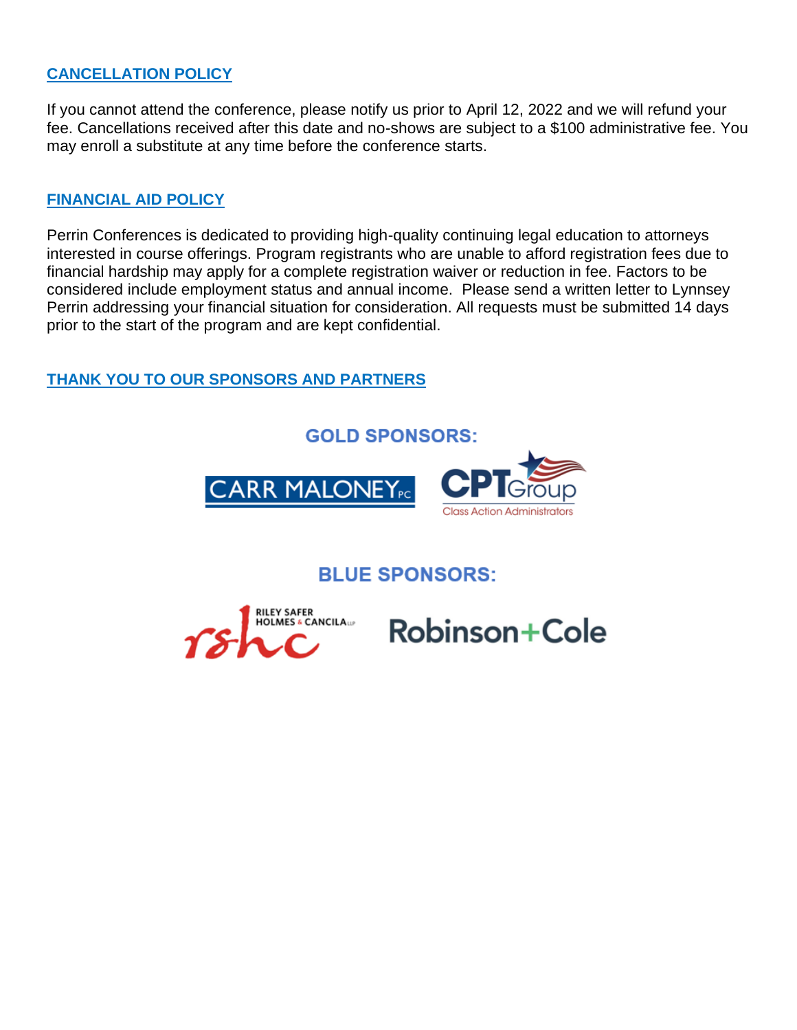## CANCELLATION POLICY

If you cannot attend the conference, please notify us prior to April 12, 2022 and we will refund your fee. Cancellations received after this date and no-shows are subject to a $100 administrative fee. You may enroll a substitute at any time before the conference starts.

## FINANCIAL AID POLICY

Perrin Conferences is dedicated to providing high-quality continuing legal education to attorneys interested in course offerings. Program registrants who are unable to afford registration fees due to financial hardship may apply for a complete registration waiver or reduction in fee. Factors to be considered include employment status and annual income. Please send a written letter to Lynnsey Perrin addressing your financial situation for consideration. All requests must be submitted 14 days prior to the start of the program and are kept confidential.

## THANK YOU TO OUR SPONSORS AND PARTNERS

### GOLD SPONSORS:

CARR MALONEY PC

CPT Group Class Action Administrators

### BLUE SPONSORS:

rshc RILEY SAFER HOLMES & CANCILA LLP

Robinson+Cole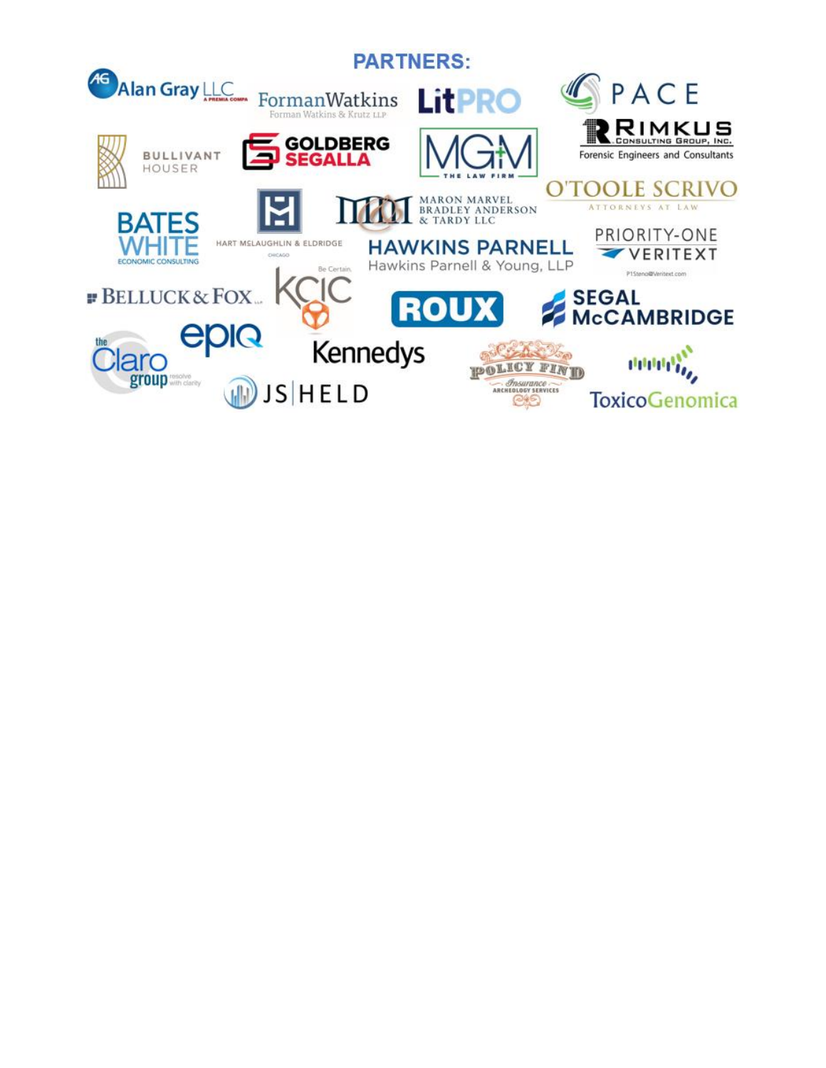**PARTNERS:**

Alan Gray LLC

FormanWatkins
Forman Watkins & Krutz LLP

LitPRO

PACE

Bullivant Houser

Goldberg Segalla

MGM The Law Firm

Rimkus Consulting Group, Inc.
Forensic Engineers and Consultants

O'Toole Scrivo
Attorneys at Law

Bates White
Economic Consulting

Hart McLaughlin & Eldridge
Chicago

Maron Marvel Bradley Anderson & Tardy LLC

Hawkins Parnell
Hawkins Parnell & Young, LLP

Priority-One Veritext
P1Steno@Veritext.com

Belluck & Fox LLP

KCIC
Be Certain.

ROUX

Segal McCambridge

The Claro Group
resolve with clarity

epiq

Kennedys

Policy Find
Insurance Archeology Services

ToxicoGenomica

JS Held